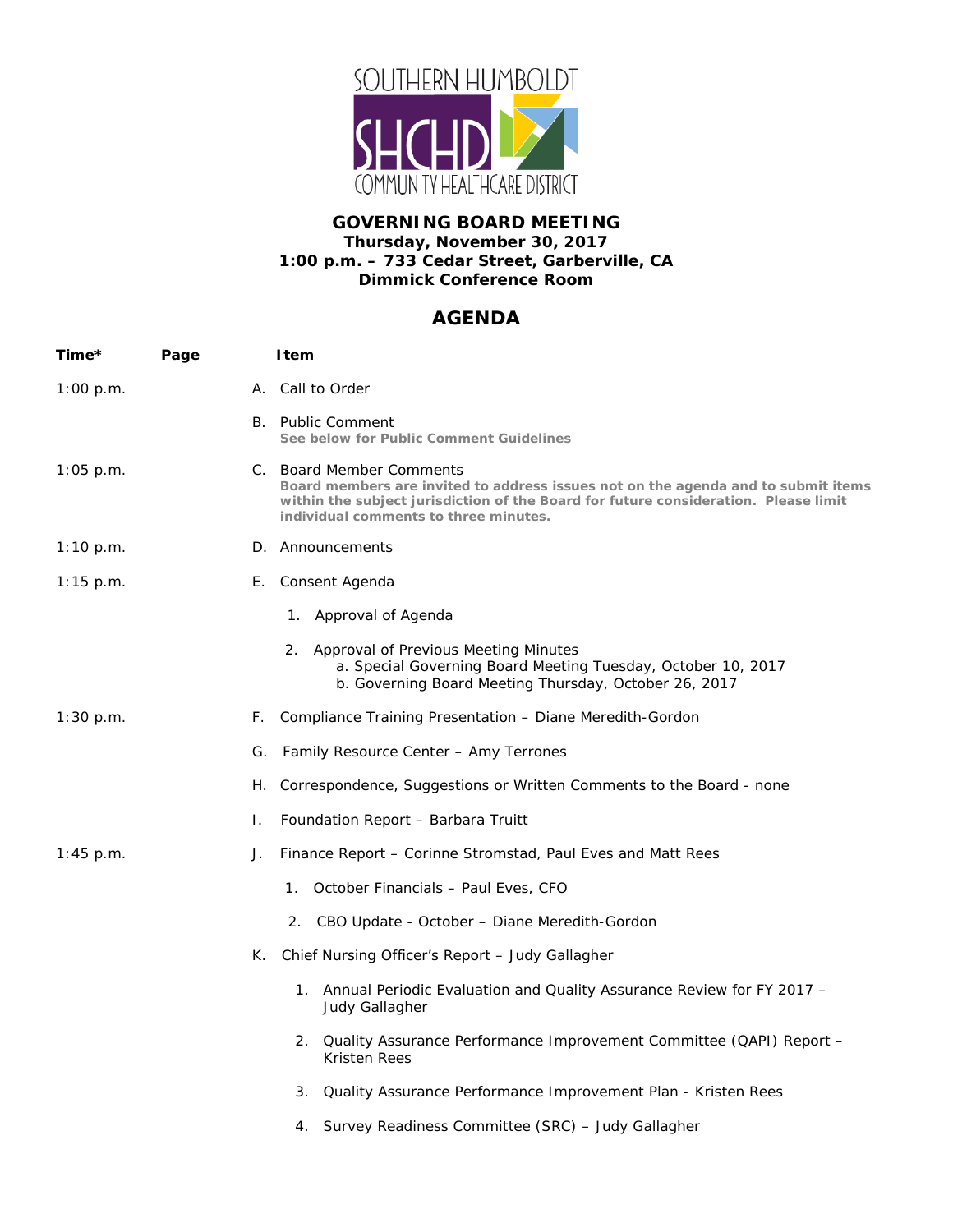SOUTHERN HUMBOLDT

SHCHD

COMMUNITY HEALTHCARE DISTRICT

## GOVERNING BOARD MEETING

**Thursday, November 30, 2017**
**1:00 p.m. – 733 Cedar Street, Garberville, CA**
**Dimmick Conference Room**

# AGENDA

| Time* | Page | Item |
|---|---|---|
| 1:00 p.m. | | A. Call to Order |
| | | B. Public Comment<br>**See below for Public Comment Guidelines** |
| 1:05 p.m. | | C. Board Member Comments<br>**Board members are invited to address issues not on the agenda and to submit items within the subject jurisdiction of the Board for future consideration. Please limit individual comments to three minutes.** |
| 1:10 p.m. | | D. Announcements |
| 1:15 p.m. | | E. Consent Agenda |
| | | 1. Approval of Agenda |
| | | 2. Approval of Previous Meeting Minutes<br>a. Special Governing Board Meeting Tuesday, October 10, 2017<br>b. Governing Board Meeting Thursday, October 26, 2017 |
| 1:30 p.m. | | F. Compliance Training Presentation – Diane Meredith-Gordon |
| | | G. Family Resource Center – Amy Terrones |
| | | H. Correspondence, Suggestions or Written Comments to the Board - none |
| | | I. Foundation Report – Barbara Truitt |
| 1:45 p.m. | | J. Finance Report – Corinne Stromstad, Paul Eves and Matt Rees |
| | | 1. October Financials – Paul Eves, CFO |
| | | 2. CBO Update - October – Diane Meredith-Gordon |
| | | K. Chief Nursing Officer's Report – Judy Gallagher |
| | | 1. Annual Periodic Evaluation and Quality Assurance Review for FY 2017 – Judy Gallagher |
| | | 2. Quality Assurance Performance Improvement Committee (QAPI) Report – Kristen Rees |
| | | 3. Quality Assurance Performance Improvement Plan - Kristen Rees |
| | | 4. Survey Readiness Committee (SRC) – Judy Gallagher |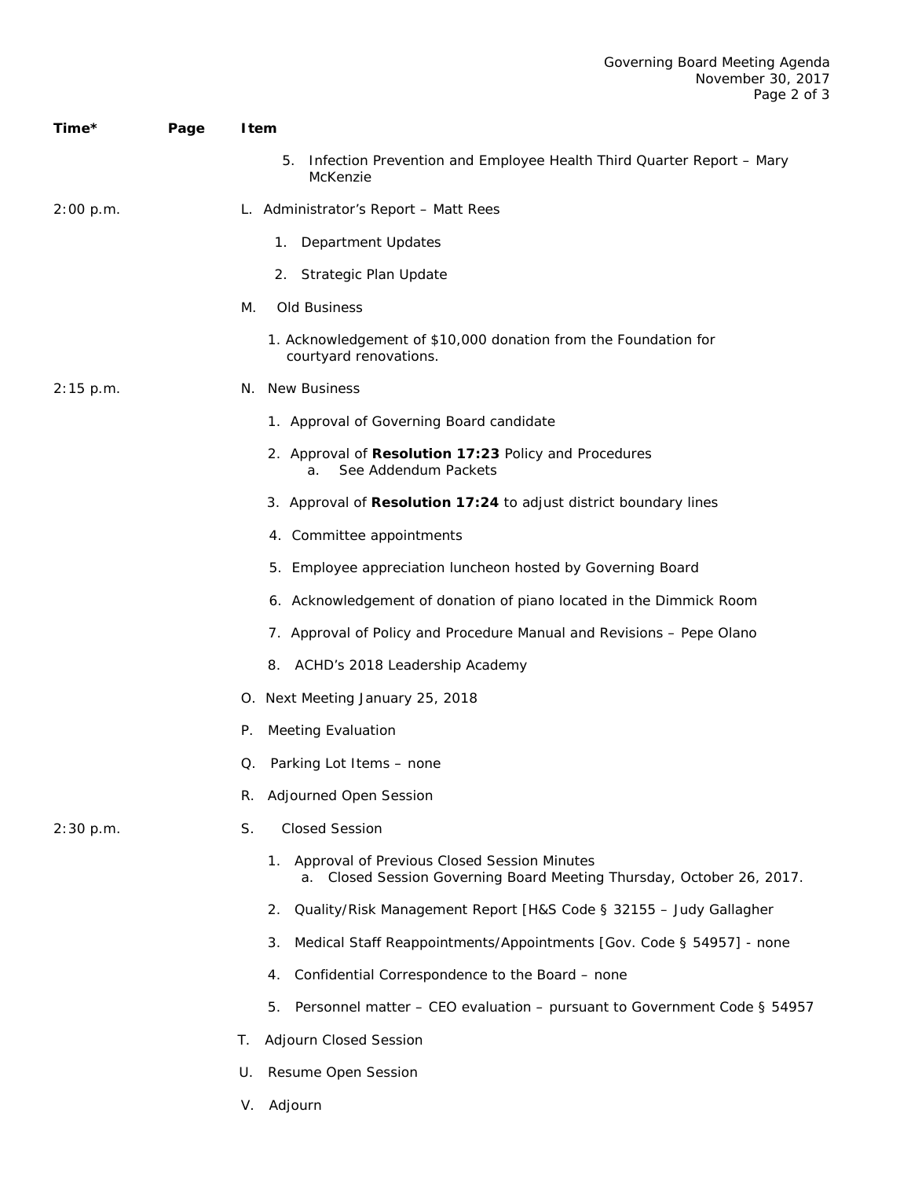| Time* | Page | Item |
|---|---|---|
| | | 5. Infection Prevention and Employee Health Third Quarter Report – Mary McKenzie |
| 2:00 p.m. | | L. Administrator's Report – Matt Rees |
| | | 1. Department Updates |
| | | 2. Strategic Plan Update |
| | | M. Old Business |
| | | 1. Acknowledgement of $10,000 donation from the Foundation for courtyard renovations. |
| 2:15 p.m. | | N. New Business |
| | | 1. Approval of Governing Board candidate |
| | | 2. Approval of **Resolution 17:23** Policy and Procedures<br>a. See Addendum Packets |
| | | 3. Approval of **Resolution 17:24** to adjust district boundary lines |
| | | 4. Committee appointments |
| | | 5. Employee appreciation luncheon hosted by Governing Board |
| | | 6. Acknowledgement of donation of piano located in the Dimmick Room |
| | | 7. Approval of Policy and Procedure Manual and Revisions – Pepe Olano |
| | | 8. ACHD's 2018 Leadership Academy |
| | | O. Next Meeting January 25, 2018 |
| | | P. Meeting Evaluation |
| | | Q. Parking Lot Items – none |
| | | R. Adjourned Open Session |
| 2:30 p.m. | | S. Closed Session |
| | | 1. Approval of Previous Closed Session Minutes<br>a. Closed Session Governing Board Meeting Thursday, October 26, 2017. |
| | | 2. Quality/Risk Management Report [H&S Code § 32155 – Judy Gallagher |
| | | 3. Medical Staff Reappointments/Appointments [Gov. Code § 54957] - none |
| | | 4. Confidential Correspondence to the Board – none |
| | | 5. Personnel matter – CEO evaluation – pursuant to Government Code § 54957 |
| | | T. Adjourn Closed Session |
| | | U. Resume Open Session |
| | | V. Adjourn |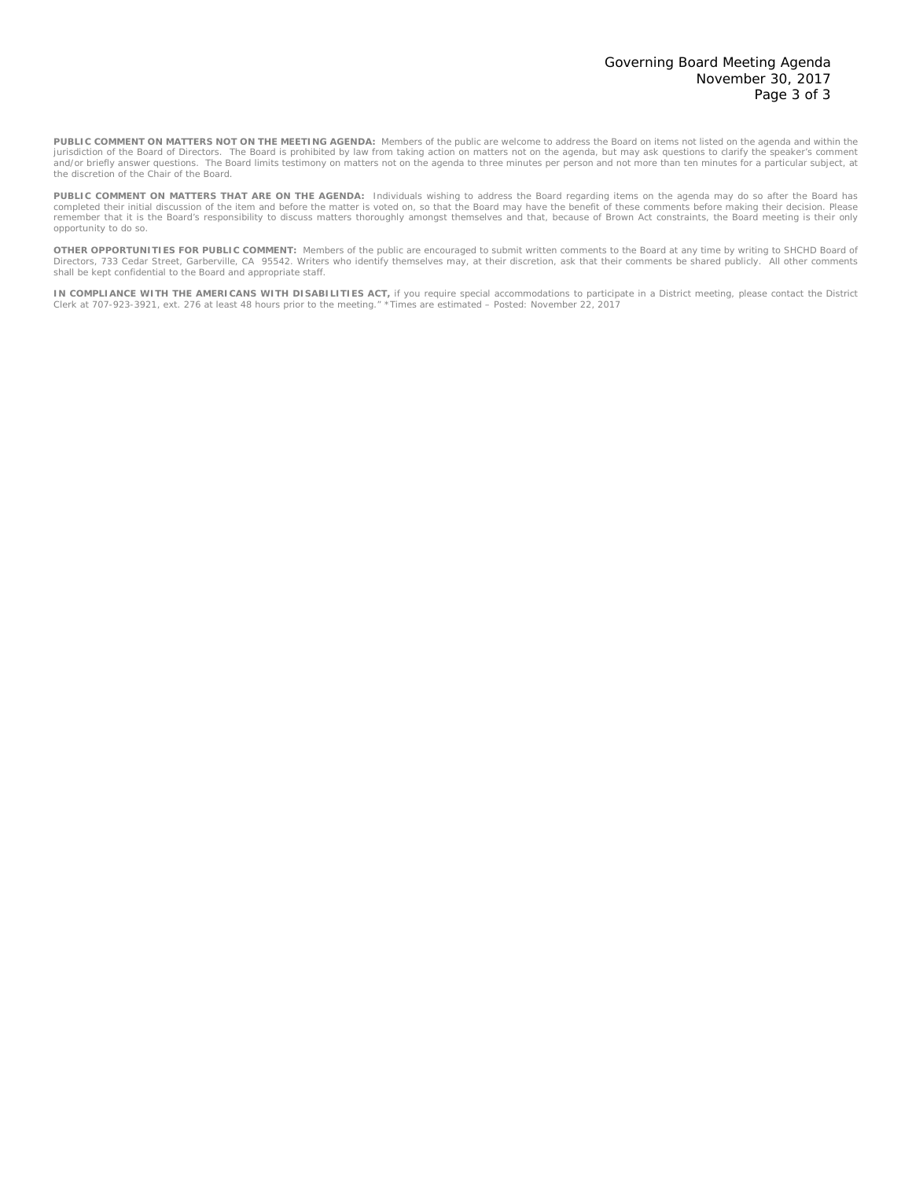**PUBLIC COMMENT ON MATTERS NOT ON THE MEETING AGENDA:** Members of the public are welcome to address the Board on items not listed on the agenda and within the jurisdiction of the Board of Directors. The Board is prohibited by law from taking action on matters not on the agenda, but may ask questions to clarify the speaker's comment and/or briefly answer questions. The Board limits testimony on matters not on the agenda to three minutes per person and not more than ten minutes for a particular subject, at the discretion of the Chair of the Board.

**PUBLIC COMMENT ON MATTERS THAT ARE ON THE AGENDA:** Individuals wishing to address the Board regarding items on the agenda may do so after the Board has completed their initial discussion of the item and before the matter is voted on, so that the Board may have the benefit of these comments before making their decision. Please remember that it is the Board's responsibility to discuss matters thoroughly amongst themselves and that, because of Brown Act constraints, the Board meeting is their only opportunity to do so.

**OTHER OPPORTUNITIES FOR PUBLIC COMMENT:** Members of the public are encouraged to submit written comments to the Board at any time by writing to SHCHD Board of Directors, 733 Cedar Street, Garberville, CA 95542. Writers who identify themselves may, at their discretion, ask that their comments be shared publicly. All other comments shall be kept confidential to the Board and appropriate staff.

**IN COMPLIANCE WITH THE AMERICANS WITH DISABILITIES ACT,** if you require special accommodations to participate in a District meeting, please contact the District Clerk at 707-923-3921, ext. 276 at least 48 hours prior to the meeting." *Times are estimated – Posted: November 22, 2017